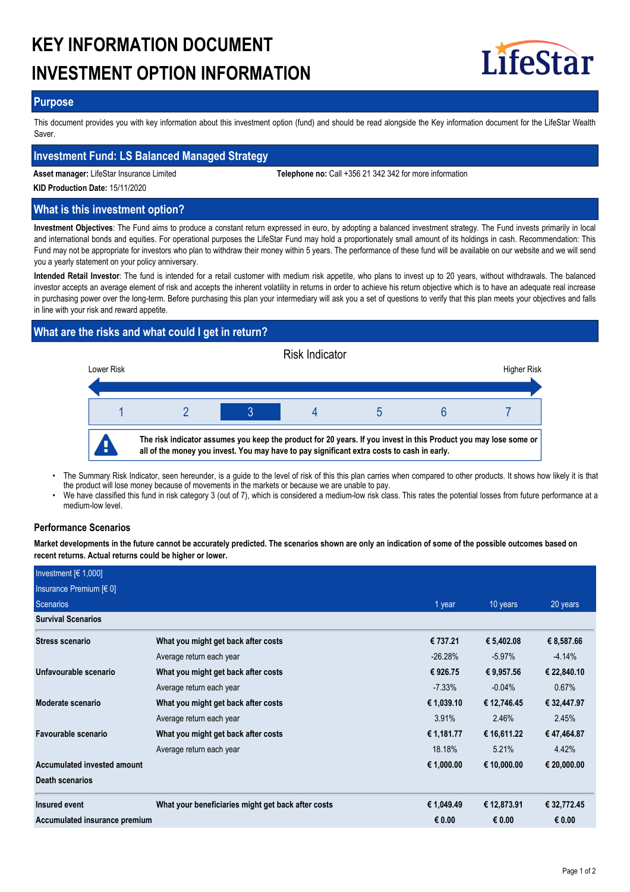# KEY INFORMATION DOCUMENT
# INVESTMENT OPTION INFORMATION

LifeStar

## Purpose

This document provides you with key information about this investment option (fund) and should be read alongside the Key information document for the LifeStar Wealth Saver.

## Investment Fund: LS Balanced Managed Strategy

**Asset manager:** LifeStar Insurance Limited **Telephone no:** Call +356 21 342 342 for more information

**KID Production Date:** 15/11/2020

## What is this investment option?

**Investment Objectives**: The Fund aims to produce a constant return expressed in euro, by adopting a balanced investment strategy. The Fund invests primarily in local and international bonds and equities. For operational purposes the LifeStar Fund may hold a proportionately small amount of its holdings in cash. Recommendation: This Fund may not be appropriate for investors who plan to withdraw their money within 5 years. The performance of these fund will be available on our website and we will send you a yearly statement on your policy anniversary.

**Intended Retail Investor**: The fund is intended for a retail customer with medium risk appetite, who plans to invest up to 20 years, without withdrawals. The balanced investor accepts an average element of risk and accepts the inherent volatility in returns in order to achieve his return objective which is to have an adequate real increase in purchasing power over the long-term. Before purchasing this plan your intermediary will ask you a set of questions to verify that this plan meets your objectives and falls in line with your risk and reward appetite.

## What are the risks and what could I get in return?

Risk Indicator

Lower Risk — Higher Risk

| 1 | 2 | **3** | 4 | 5 | 6 | 7 |
|---|---|---|---|---|---|---|

**The risk indicator assumes you keep the product for 20 years. If you invest in this Product you may lose some or all of the money you invest. You may have to pay significant extra costs to cash in early.**

- The Summary Risk Indicator, seen hereunder, is a guide to the level of risk of this this plan carries when compared to other products. It shows how likely it is that the product will lose money because of movements in the markets or because we are unable to pay.
- We have classified this fund in risk category 3 (out of 7), which is considered a medium-low risk class. This rates the potential losses from future performance at a medium-low level.

### Performance Scenarios

**Market developments in the future cannot be accurately predicted. The scenarios shown are only an indication of some of the possible outcomes based on recent returns. Actual returns could be higher or lower.**

| Investment [€ 1,000]<br>Insurance Premium [€ 0]<br>Scenarios | | 1 year | 10 years | 20 years |
|---|---|---|---|---|
| **Survival Scenarios** | | | | |
| **Stress scenario** | **What you might get back after costs** | **€ 737.21** | **€ 5,402.08** | **€ 8,587.66** |
| | Average return each year | -26.28% | -5.97% | -4.14% |
| **Unfavourable scenario** | **What you might get back after costs** | **€ 926.75** | **€ 9,957.56** | **€ 22,840.10** |
| | Average return each year | -7.33% | -0.04% | 0.67% |
| **Moderate scenario** | **What you might get back after costs** | **€ 1,039.10** | **€ 12,746.45** | **€ 32,447.97** |
| | Average return each year | 3.91% | 2.46% | 2.45% |
| **Favourable scenario** | **What you might get back after costs** | **€ 1,181.77** | **€ 16,611.22** | **€ 47,464.87** |
| | Average return each year | 18.18% | 5.21% | 4.42% |
| **Accumulated invested amount** | | **€ 1,000.00** | **€ 10,000.00** | **€ 20,000.00** |
| **Death scenarios** | | | | |
| **Insured event** | **What your beneficiaries might get back after costs** | **€ 1,049.49** | **€ 12,873.91** | **€ 32,772.45** |
| **Accumulated insurance premium** | | **€ 0.00** | **€ 0.00** | **€ 0.00** |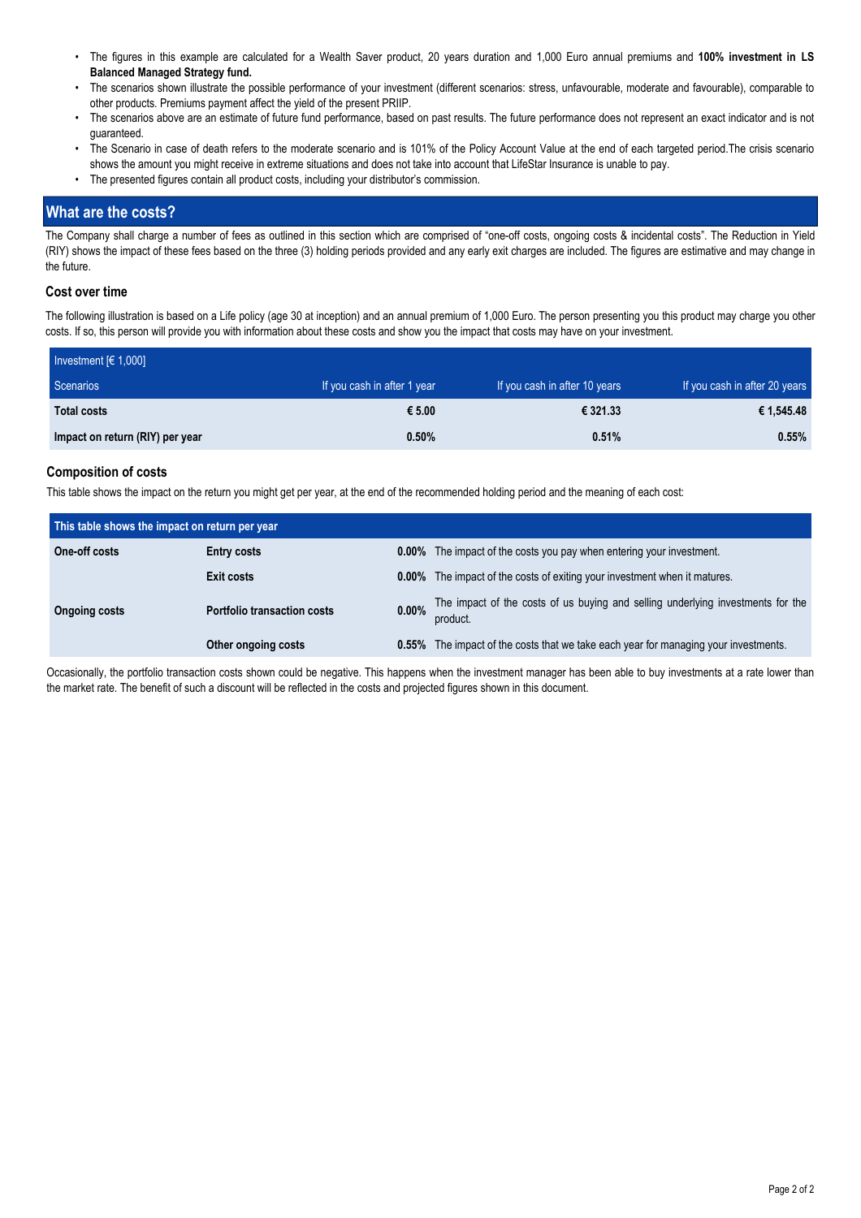- The figures in this example are calculated for a Wealth Saver product, 20 years duration and 1,000 Euro annual premiums and **100% investment in LS Balanced Managed Strategy fund.**
- The scenarios shown illustrate the possible performance of your investment (different scenarios: stress, unfavourable, moderate and favourable), comparable to other products. Premiums payment affect the yield of the present PRIIP.
- The scenarios above are an estimate of future fund performance, based on past results. The future performance does not represent an exact indicator and is not guaranteed.
- The Scenario in case of death refers to the moderate scenario and is 101% of the Policy Account Value at the end of each targeted period.The crisis scenario shows the amount you might receive in extreme situations and does not take into account that LifeStar Insurance is unable to pay.
- The presented figures contain all product costs, including your distributor's commission.

## What are the costs?

The Company shall charge a number of fees as outlined in this section which are comprised of "one-off costs, ongoing costs & incidental costs". The Reduction in Yield (RIY) shows the impact of these fees based on the three (3) holding periods provided and any early exit charges are included. The figures are estimative and may change in the future.

### Cost over time

The following illustration is based on a Life policy (age 30 at inception) and an annual premium of 1,000 Euro. The person presenting you this product may charge you other costs. If so, this person will provide you with information about these costs and show you the impact that costs may have on your investment.

| Investment [€ 1,000] | | | |
|---|---|---|---|
| Scenarios | If you cash in after 1 year | If you cash in after 10 years | If you cash in after 20 years |
| **Total costs** | **€ 5.00** | **€ 321.33** | **€ 1,545.48** |
| **Impact on return (RIY) per year** | **0.50%** | **0.51%** | **0.55%** |

### Composition of costs

This table shows the impact on the return you might get per year, at the end of the recommended holding period and the meaning of each cost:

| This table shows the impact on return per year | | | |
|---|---|---|---|
| **One-off costs** | **Entry costs** | **0.00%** | The impact of the costs you pay when entering your investment. |
| | **Exit costs** | **0.00%** | The impact of the costs of exiting your investment when it matures. |
| **Ongoing costs** | **Portfolio transaction costs** | **0.00%** | The impact of the costs of us buying and selling underlying investments for the product. |
| | **Other ongoing costs** | **0.55%** | The impact of the costs that we take each year for managing your investments. |

Occasionally, the portfolio transaction costs shown could be negative. This happens when the investment manager has been able to buy investments at a rate lower than the market rate. The benefit of such a discount will be reflected in the costs and projected figures shown in this document.